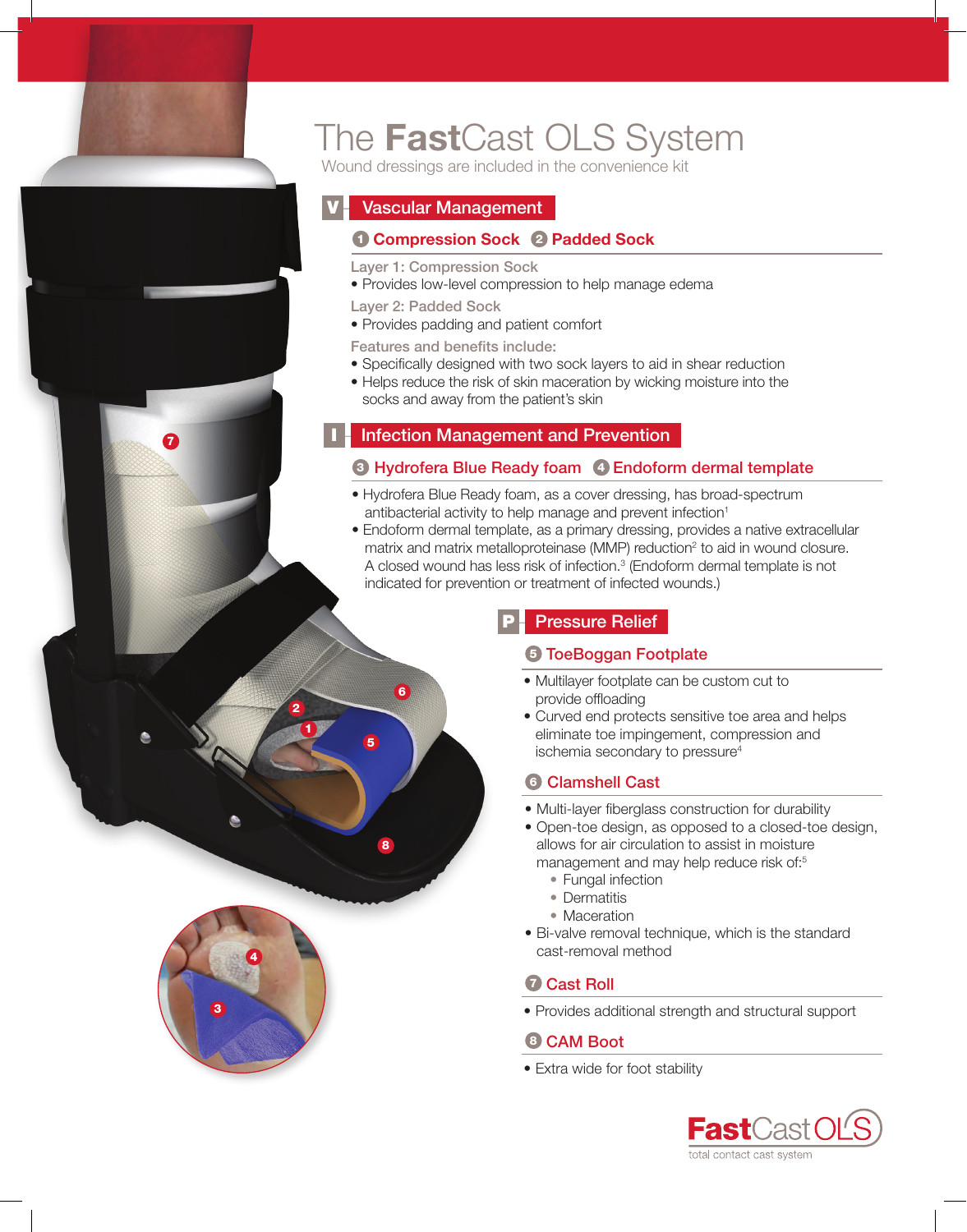# The **Fast**Cast OLS System

Wound dressings are included in the convenience kit

## V Vascular Management

### 1 Compression Sock 2 Padded Sock

Layer 1: Compression Sock

- Provides low-level compression to help manage edema

Layer 2: Padded Sock

- Provides padding and patient comfort

Features and benefits include:

- Specifically designed with two sock layers to aid in shear reduction
- Helps reduce the risk of skin maceration by wicking moisture into the socks and away from the patient's skin

## I Infection Management and Prevention

### 3 Hydrofera Blue Ready foam 4 Endoform dermal template

- Hydrofera Blue Ready foam, as a cover dressing, has broad-spectrum antibacterial activity to help manage and prevent infection[1]
- Endoform dermal template, as a primary dressing, provides a native extracellular matrix and matrix metalloproteinase (MMP) reduction[2] to aid in wound closure. A closed wound has less risk of infection.[3] (Endoform dermal template is not indicated for prevention or treatment of infected wounds.)

## P Pressure Relief

### 5 ToeBoggan Footplate

- Multilayer footplate can be custom cut to provide offloading
- Curved end protects sensitive toe area and helps eliminate toe impingement, compression and ischemia secondary to pressure[4]

### 6 Clamshell Cast

- Multi-layer fiberglass construction for durability
- Open-toe design, as opposed to a closed-toe design, allows for air circulation to assist in moisture management and may help reduce risk of:[5]
  - Fungal infection
  - Dermatitis
  - Maceration
- Bi-valve removal technique, which is the standard cast-removal method

### 7 Cast Roll

- Provides additional strength and structural support

### 8 CAM Boot

- Extra wide for foot stability

**Fast**Cast OLS
total contact cast system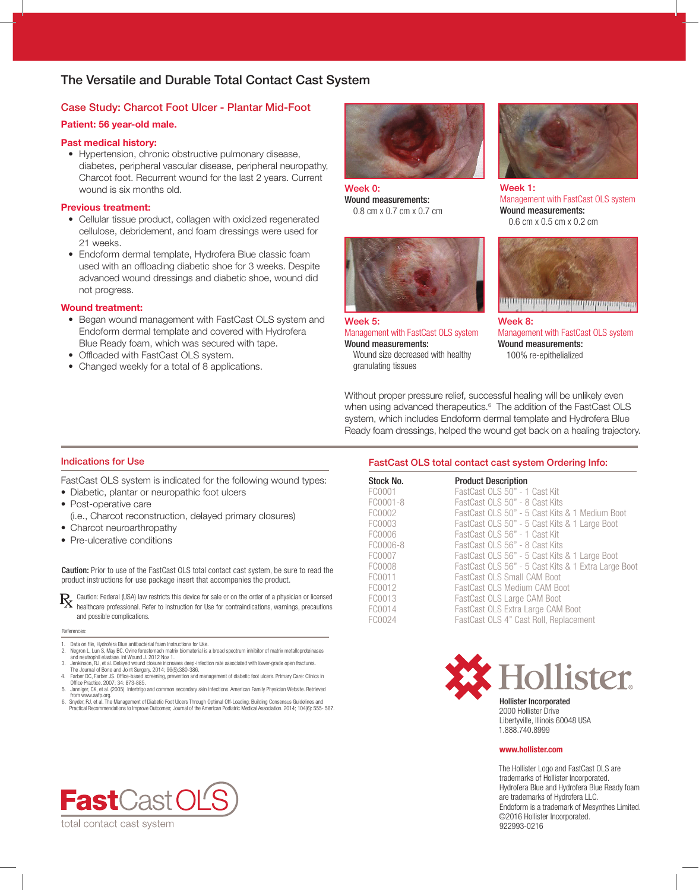# The Versatile and Durable Total Contact Cast System

## Case Study: Charcot Foot Ulcer - Plantar Mid-Foot

**Patient: 56 year-old male.**

### Past medical history:

- Hypertension, chronic obstructive pulmonary disease, diabetes, peripheral vascular disease, peripheral neuropathy, Charcot foot. Recurrent wound for the last 2 years. Current wound is six months old.

### Previous treatment:

- Cellular tissue product, collagen with oxidized regenerated cellulose, debridement, and foam dressings were used for 21 weeks.
- Endoform dermal template, Hydrofera Blue classic foam used with an offloading diabetic shoe for 3 weeks. Despite advanced wound dressings and diabetic shoe, wound did not progress.

### Wound treatment:

- Began wound management with FastCast OLS system and Endoform dermal template and covered with Hydrofera Blue Ready foam, which was secured with tape.
- Offloaded with FastCast OLS system.
- Changed weekly for a total of 8 applications.

**Week 0:**
**Wound measurements:**
0.8 cm x 0.7 cm x 0.7 cm

**Week 1:**
Management with FastCast OLS system
**Wound measurements:**
0.6 cm x 0.5 cm x 0.2 cm

**Week 5:**
Management with FastCast OLS system
**Wound measurements:**
Wound size decreased with healthy granulating tissues

**Week 8:**
Management with FastCast OLS system
**Wound measurements:**
100% re-epithelialized

Without proper pressure relief, successful healing will be unlikely even when using advanced therapeutics.[6] The addition of the FastCast OLS system, which includes Endoform dermal template and Hydrofera Blue Ready foam dressings, helped the wound get back on a healing trajectory.

## Indications for Use

FastCast OLS system is indicated for the following wound types:

- Diabetic, plantar or neuropathic foot ulcers
- Post-operative care (i.e., Charcot reconstruction, delayed primary closures)
- Charcot neuroarthropathy
- Pre-ulcerative conditions

**Caution:** Prior to use of the FastCast OLS total contact cast system, be sure to read the product instructions for use package insert that accompanies the product.

℞ Caution: Federal (USA) law restricts this device for sale or on the order of a physician or licensed healthcare professional. Refer to Instruction for Use for contraindications, warnings, precautions and possible complications.

References:

1. Data on file, Hydrofera Blue antibacterial foam Instructions for Use.
2. Negron L, Lun S, May BC. Ovine forestomach matrix biomaterial is a broad spectrum inhibitor of matrix metalloproteinases and neutrophil elastase. Int Wound J. 2012 Nov 1.
3. Jenkinson, RJ, et al. Delayed wound closure increases deep-infection rate associated with lower-grade open fractures. The Journal of Bone and Joint Surgery. 2014; 96(5):380-386.
4. Farber DC, Farber JS. Office-based screening, prevention and management of diabetic foot ulcers. Primary Care: Clinics in Office Practice. 2007; 34: 873-885.
5. Janniger, CK, et al. (2005) Intertrigo and common secondary skin infections. American Family Physician Website. Retrieved from www.aafp.org.
6. Snyder, RJ, et al. The Management of Diabetic Foot Ulcers Through Optimal Off-Loading: Building Consensus Guidelines and Practical Recommendations to Improve Outcomes; Journal of the American Podiatric Medical Association. 2014; 104(6): 555- 567.

## FastCast OLS total contact cast system Ordering Info:

| Stock No. | Product Description |
| --- | --- |
| FC0001 | FastCast OLS 50" - 1 Cast Kit |
| FC0001-8 | FastCast OLS 50" - 8 Cast Kits |
| FC0002 | FastCast OLS 50" - 5 Cast Kits & 1 Medium Boot |
| FC0003 | FastCast OLS 50" - 5 Cast Kits & 1 Large Boot |
| FC0006 | FastCast OLS 56" - 1 Cast Kit |
| FC0006-8 | FastCast OLS 56" - 8 Cast Kits |
| FC0007 | FastCast OLS 56" - 5 Cast Kits & 1 Large Boot |
| FC0008 | FastCast OLS 56" - 5 Cast Kits & 1 Extra Large Boot |
| FC0011 | FastCast OLS Small CAM Boot |
| FC0012 | FastCast OLS Medium CAM Boot |
| FC0013 | FastCast OLS Large CAM Boot |
| FC0014 | FastCast OLS Extra Large CAM Boot |
| FC0024 | FastCast OLS 4" Cast Roll, Replacement |

Hollister

**Hollister Incorporated**
2000 Hollister Drive
Libertyville, Illinois 60048 USA
1.888.740.8999

**www.hollister.com**

The Hollister Logo and FastCast OLS are trademarks of Hollister Incorporated.
Hydrofera Blue and Hydrofera Blue Ready foam are trademarks of Hydrofera LLC.
Endoform is a trademark of Mesynthes Limited.
©2016 Hollister Incorporated.
922993-0216

FastCast OLS
total contact cast system